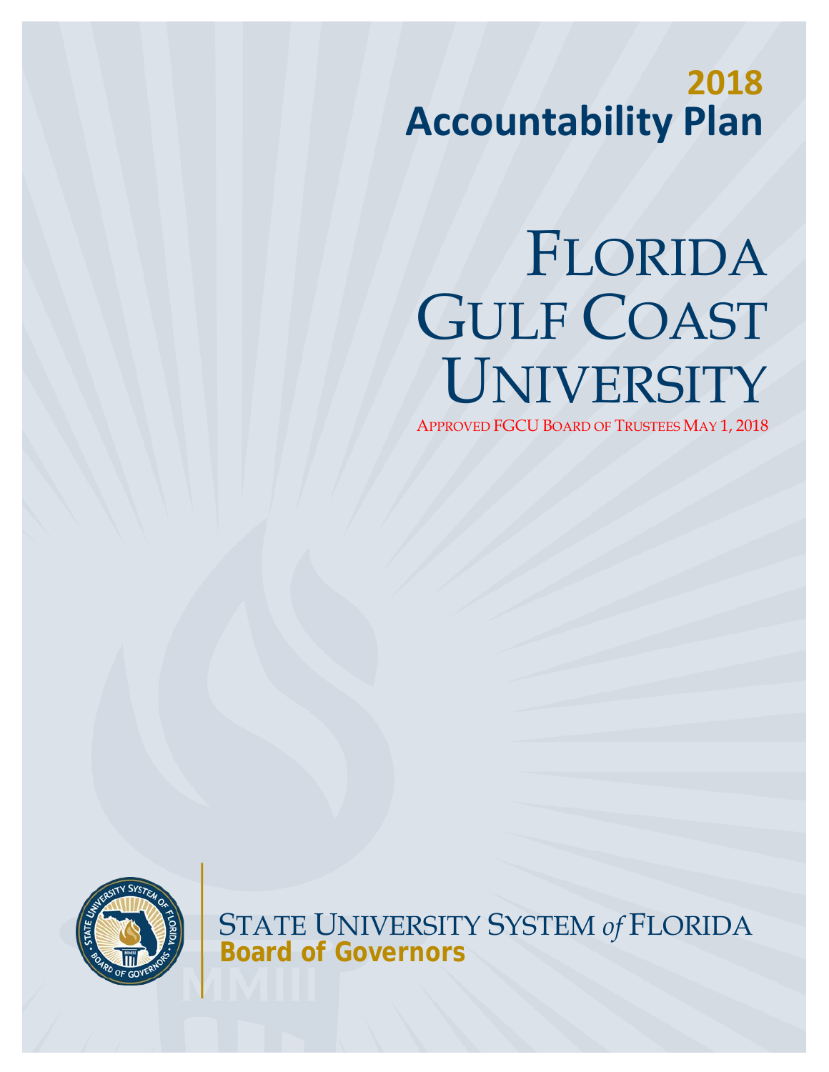# 2018 Accountability Plan

# FLORIDA GULF COAST UNIVERSITY

APPROVED FGCU BOARD OF TRUSTEES MAY 1, 2018

STATE UNIVERSITY SYSTEM *of* FLORIDA
**Board of Governors**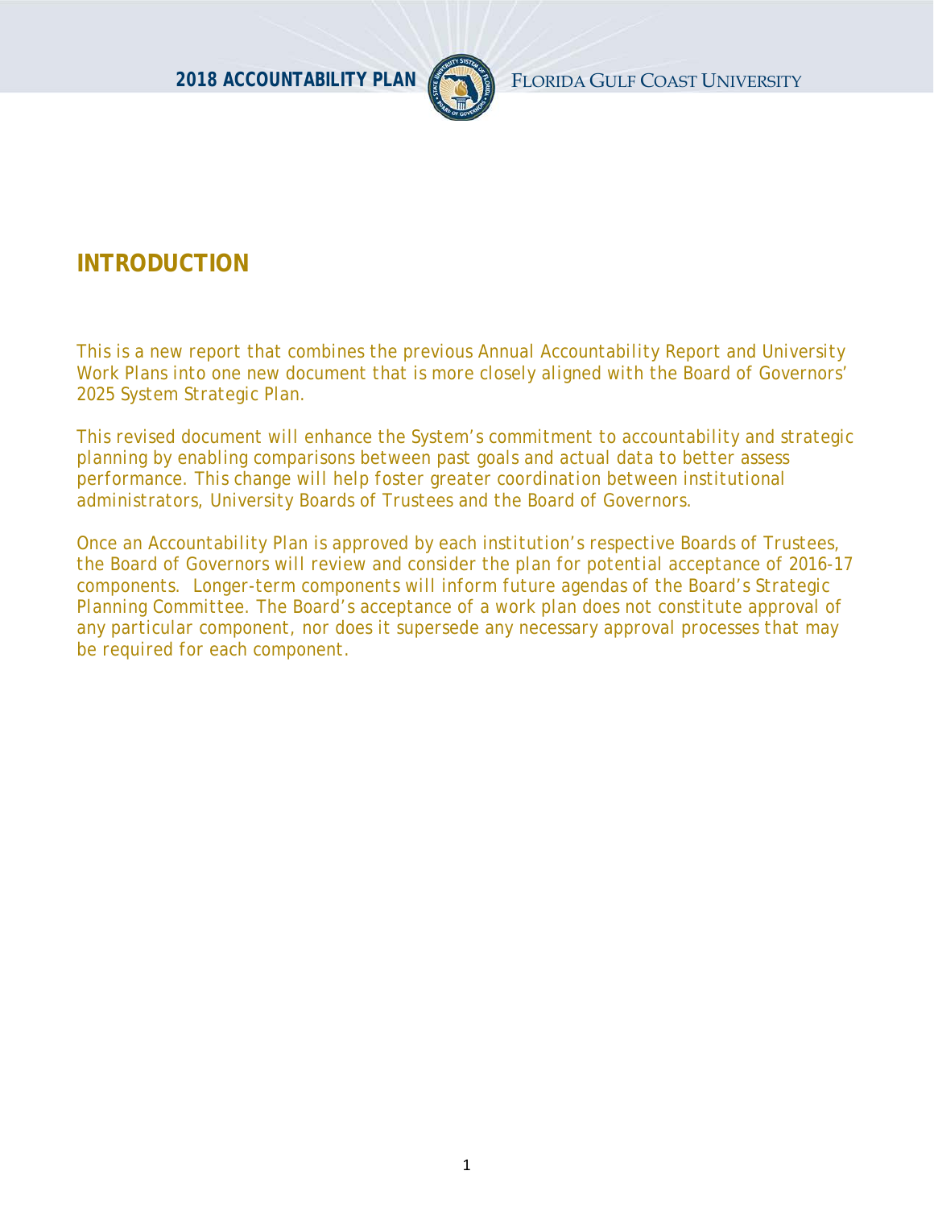# INTRODUCTION

This is a new report that combines the previous Annual Accountability Report and University Work Plans into one new document that is more closely aligned with the Board of Governors' 2025 System Strategic Plan.

This revised document will enhance the System's commitment to accountability and strategic planning by enabling comparisons between past goals and actual data to better assess performance. This change will help foster greater coordination between institutional administrators, University Boards of Trustees and the Board of Governors.

Once an Accountability Plan is approved by each institution's respective Boards of Trustees, the Board of Governors will review and consider the plan for potential acceptance of 2016-17 components. Longer-term components will inform future agendas of the Board's Strategic Planning Committee. The Board's acceptance of a work plan does not constitute approval of any particular component, nor does it supersede any necessary approval processes that may be required for each component.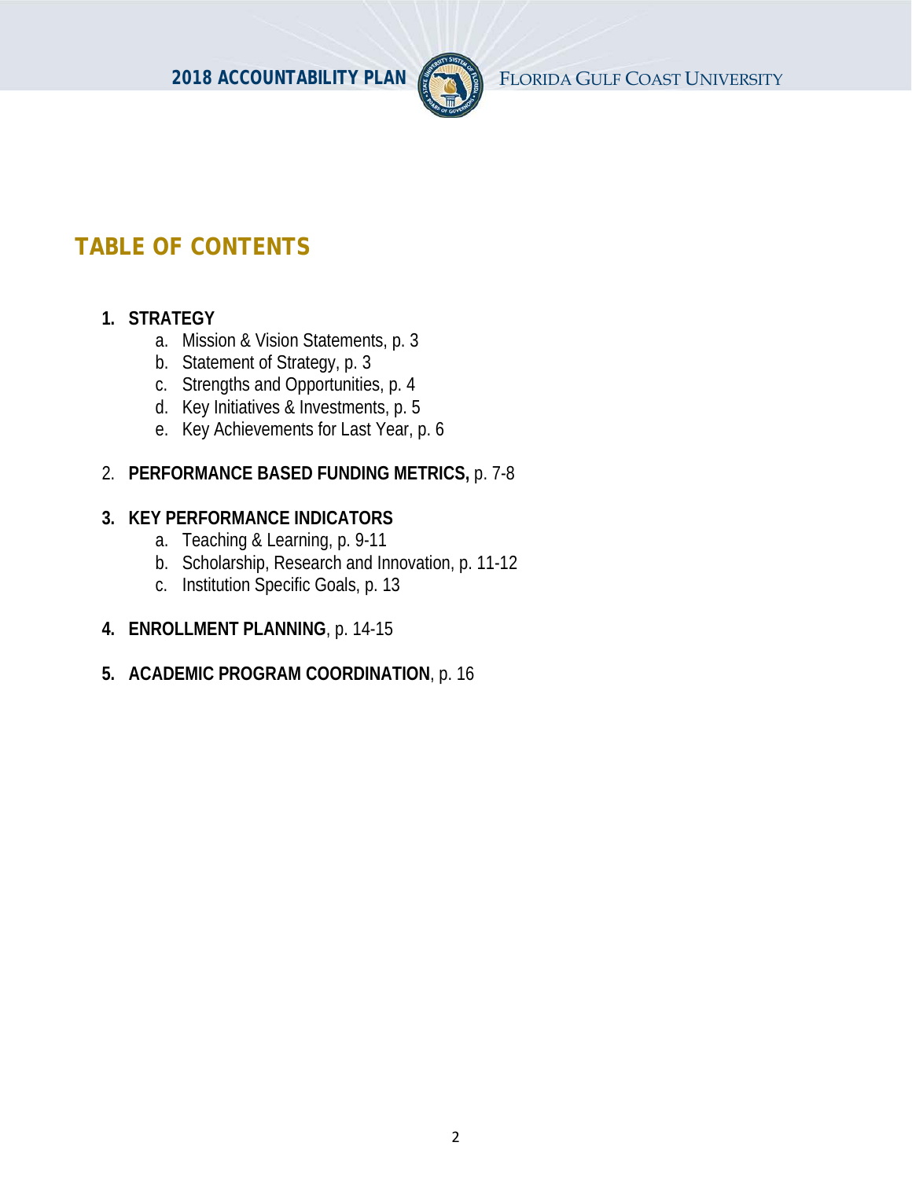# TABLE OF CONTENTS

1. **STRATEGY**
   a. Mission & Vision Statements, p. 3
   b. Statement of Strategy, p. 3
   c. Strengths and Opportunities, p. 4
   d. Key Initiatives & Investments, p. 5
   e. Key Achievements for Last Year, p. 6

2. **PERFORMANCE BASED FUNDING METRICS,** p. 7-8

3. **KEY PERFORMANCE INDICATORS**
   a. Teaching & Learning, p. 9-11
   b. Scholarship, Research and Innovation, p. 11-12
   c. Institution Specific Goals, p. 13

4. **ENROLLMENT PLANNING**, p. 14-15

5. **ACADEMIC PROGRAM COORDINATION**, p. 16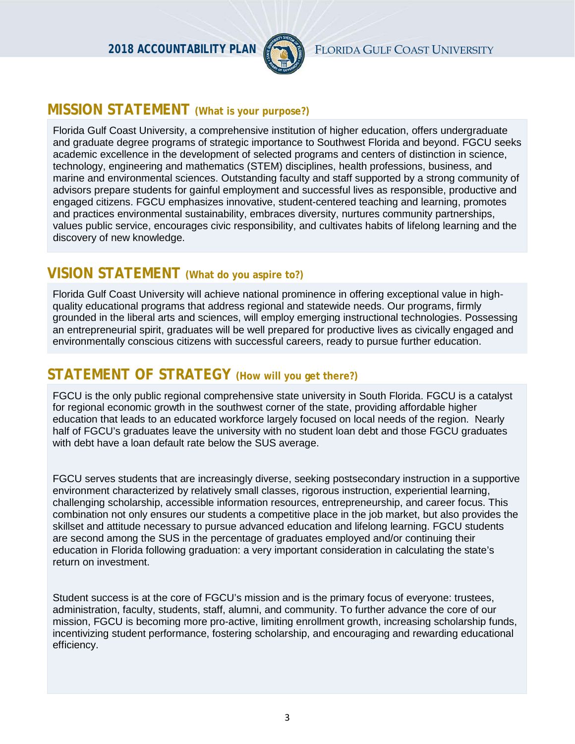## MISSION STATEMENT (What is your purpose?)

Florida Gulf Coast University, a comprehensive institution of higher education, offers undergraduate and graduate degree programs of strategic importance to Southwest Florida and beyond. FGCU seeks academic excellence in the development of selected programs and centers of distinction in science, technology, engineering and mathematics (STEM) disciplines, health professions, business, and marine and environmental sciences. Outstanding faculty and staff supported by a strong community of advisors prepare students for gainful employment and successful lives as responsible, productive and engaged citizens. FGCU emphasizes innovative, student-centered teaching and learning, promotes and practices environmental sustainability, embraces diversity, nurtures community partnerships, values public service, encourages civic responsibility, and cultivates habits of lifelong learning and the discovery of new knowledge.

## VISION STATEMENT (What do you aspire to?)

Florida Gulf Coast University will achieve national prominence in offering exceptional value in high-quality educational programs that address regional and statewide needs. Our programs, firmly grounded in the liberal arts and sciences, will employ emerging instructional technologies. Possessing an entrepreneurial spirit, graduates will be well prepared for productive lives as civically engaged and environmentally conscious citizens with successful careers, ready to pursue further education.

## STATEMENT OF STRATEGY (How will you get there?)

FGCU is the only public regional comprehensive state university in South Florida. FGCU is a catalyst for regional economic growth in the southwest corner of the state, providing affordable higher education that leads to an educated workforce largely focused on local needs of the region. Nearly half of FGCU's graduates leave the university with no student loan debt and those FGCU graduates with debt have a loan default rate below the SUS average.

FGCU serves students that are increasingly diverse, seeking postsecondary instruction in a supportive environment characterized by relatively small classes, rigorous instruction, experiential learning, challenging scholarship, accessible information resources, entrepreneurship, and career focus. This combination not only ensures our students a competitive place in the job market, but also provides the skillset and attitude necessary to pursue advanced education and lifelong learning. FGCU students are second among the SUS in the percentage of graduates employed and/or continuing their education in Florida following graduation: a very important consideration in calculating the state's return on investment.

Student success is at the core of FGCU's mission and is the primary focus of everyone: trustees, administration, faculty, students, staff, alumni, and community. To further advance the core of our mission, FGCU is becoming more pro-active, limiting enrollment growth, increasing scholarship funds, incentivizing student performance, fostering scholarship, and encouraging and rewarding educational efficiency.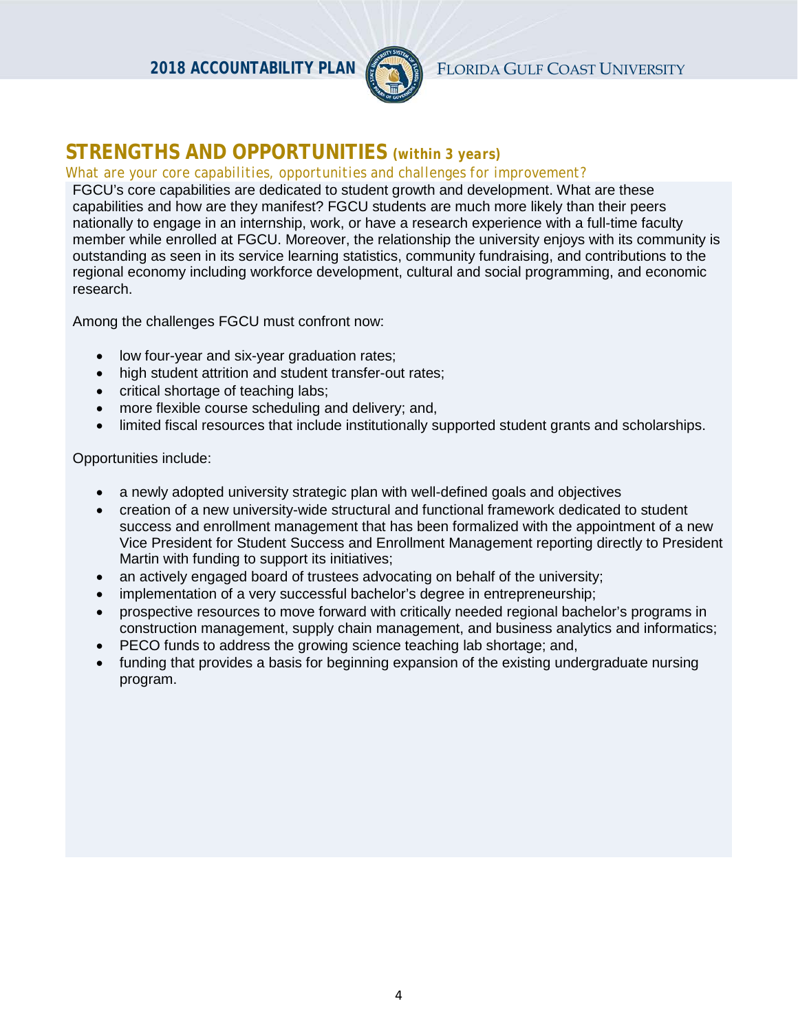## STRENGTHS AND OPPORTUNITIES (within 3 years)

*What are your core capabilities, opportunities and challenges for improvement?*

FGCU's core capabilities are dedicated to student growth and development. What are these capabilities and how are they manifest? FGCU students are much more likely than their peers nationally to engage in an internship, work, or have a research experience with a full-time faculty member while enrolled at FGCU. Moreover, the relationship the university enjoys with its community is outstanding as seen in its service learning statistics, community fundraising, and contributions to the regional economy including workforce development, cultural and social programming, and economic research.

Among the challenges FGCU must confront now:

- low four-year and six-year graduation rates;
- high student attrition and student transfer-out rates;
- critical shortage of teaching labs;
- more flexible course scheduling and delivery; and,
- limited fiscal resources that include institutionally supported student grants and scholarships.

Opportunities include:

- a newly adopted university strategic plan with well-defined goals and objectives
- creation of a new university-wide structural and functional framework dedicated to student success and enrollment management that has been formalized with the appointment of a new Vice President for Student Success and Enrollment Management reporting directly to President Martin with funding to support its initiatives;
- an actively engaged board of trustees advocating on behalf of the university;
- implementation of a very successful bachelor's degree in entrepreneurship;
- prospective resources to move forward with critically needed regional bachelor's programs in construction management, supply chain management, and business analytics and informatics;
- PECO funds to address the growing science teaching lab shortage; and,
- funding that provides a basis for beginning expansion of the existing undergraduate nursing program.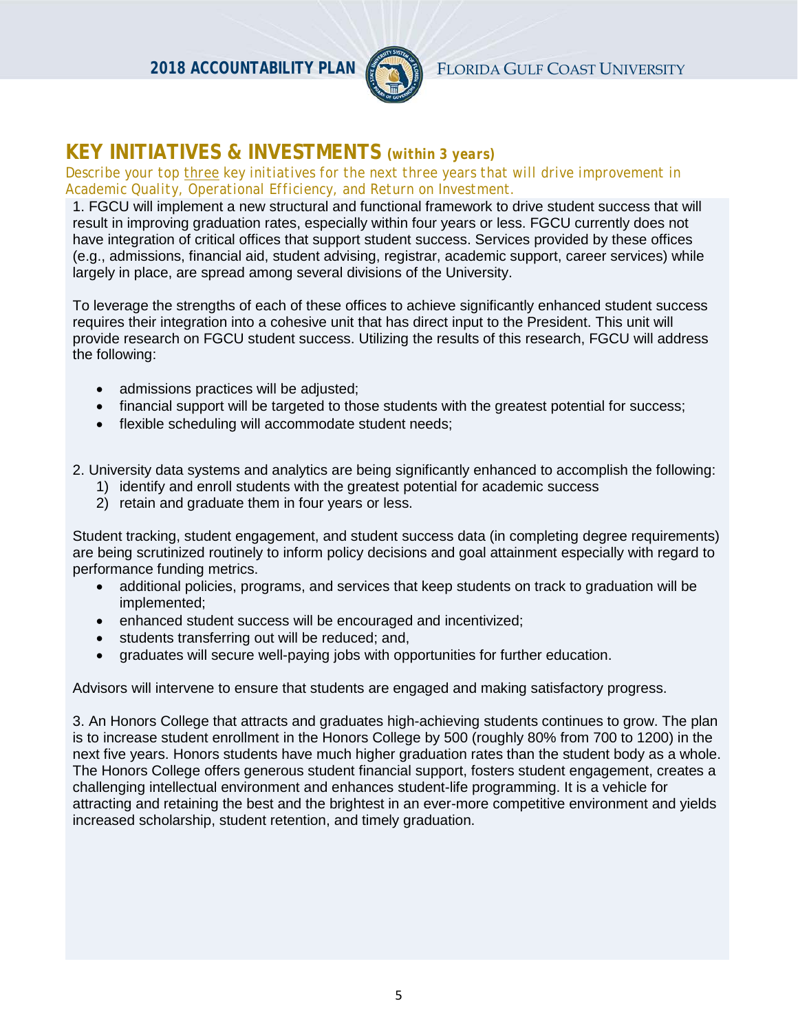## KEY INITIATIVES & INVESTMENTS *(within 3 years)*

*Describe your top three key initiatives for the next three years that will drive improvement in Academic Quality, Operational Efficiency, and Return on Investment.*

1. FGCU will implement a new structural and functional framework to drive student success that will result in improving graduation rates, especially within four years or less. FGCU currently does not have integration of critical offices that support student success. Services provided by these offices (e.g., admissions, financial aid, student advising, registrar, academic support, career services) while largely in place, are spread among several divisions of the University.

To leverage the strengths of each of these offices to achieve significantly enhanced student success requires their integration into a cohesive unit that has direct input to the President. This unit will provide research on FGCU student success. Utilizing the results of this research, FGCU will address the following:

- admissions practices will be adjusted;
- financial support will be targeted to those students with the greatest potential for success;
- flexible scheduling will accommodate student needs;

2. University data systems and analytics are being significantly enhanced to accomplish the following:
   1) identify and enroll students with the greatest potential for academic success
   2) retain and graduate them in four years or less.

Student tracking, student engagement, and student success data (in completing degree requirements) are being scrutinized routinely to inform policy decisions and goal attainment especially with regard to performance funding metrics.

- additional policies, programs, and services that keep students on track to graduation will be implemented;
- enhanced student success will be encouraged and incentivized;
- students transferring out will be reduced; and,
- graduates will secure well-paying jobs with opportunities for further education.

Advisors will intervene to ensure that students are engaged and making satisfactory progress.

3. An Honors College that attracts and graduates high-achieving students continues to grow. The plan is to increase student enrollment in the Honors College by 500 (roughly 80% from 700 to 1200) in the next five years. Honors students have much higher graduation rates than the student body as a whole. The Honors College offers generous student financial support, fosters student engagement, creates a challenging intellectual environment and enhances student-life programming. It is a vehicle for attracting and retaining the best and the brightest in an ever-more competitive environment and yields increased scholarship, student retention, and timely graduation.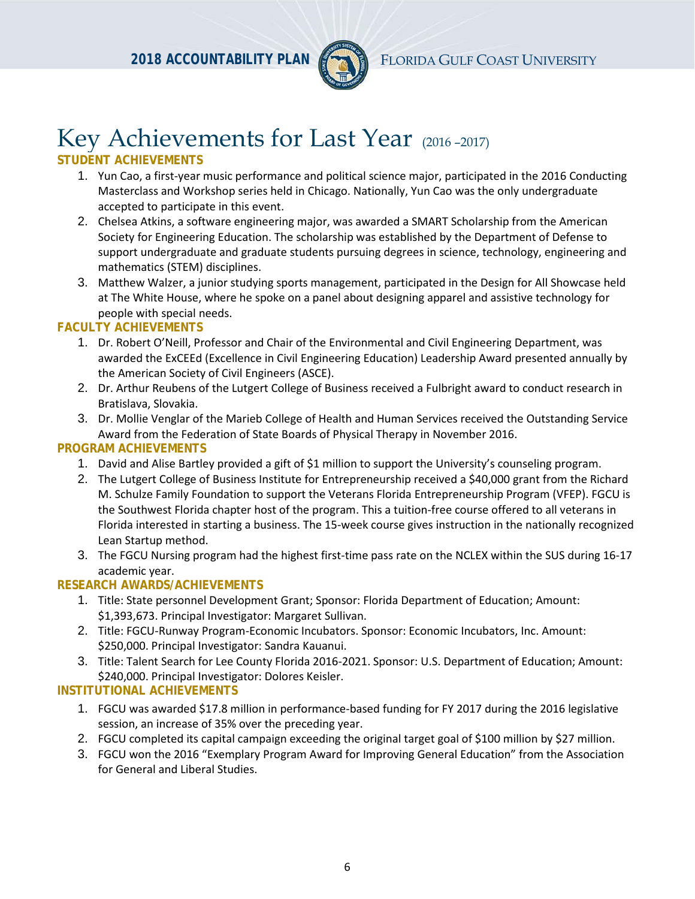# Key Achievements for Last Year (2016 –2017)

## STUDENT ACHIEVEMENTS

1. Yun Cao, a first-year music performance and political science major, participated in the 2016 Conducting Masterclass and Workshop series held in Chicago. Nationally, Yun Cao was the only undergraduate accepted to participate in this event.
2. Chelsea Atkins, a software engineering major, was awarded a SMART Scholarship from the American Society for Engineering Education. The scholarship was established by the Department of Defense to support undergraduate and graduate students pursuing degrees in science, technology, engineering and mathematics (STEM) disciplines.
3. Matthew Walzer, a junior studying sports management, participated in the Design for All Showcase held at The White House, where he spoke on a panel about designing apparel and assistive technology for people with special needs.

## FACULTY ACHIEVEMENTS

1. Dr. Robert O'Neill, Professor and Chair of the Environmental and Civil Engineering Department, was awarded the ExCEEd (Excellence in Civil Engineering Education) Leadership Award presented annually by the American Society of Civil Engineers (ASCE).
2. Dr. Arthur Reubens of the Lutgert College of Business received a Fulbright award to conduct research in Bratislava, Slovakia.
3. Dr. Mollie Venglar of the Marieb College of Health and Human Services received the Outstanding Service Award from the Federation of State Boards of Physical Therapy in November 2016.

## PROGRAM ACHIEVEMENTS

1. David and Alise Bartley provided a gift of $1 million to support the University's counseling program.
2. The Lutgert College of Business Institute for Entrepreneurship received a $40,000 grant from the Richard M. Schulze Family Foundation to support the Veterans Florida Entrepreneurship Program (VFEP). FGCU is the Southwest Florida chapter host of the program. This a tuition-free course offered to all veterans in Florida interested in starting a business. The 15-week course gives instruction in the nationally recognized Lean Startup method.
3. The FGCU Nursing program had the highest first-time pass rate on the NCLEX within the SUS during 16-17 academic year.

## RESEARCH AWARDS/ACHIEVEMENTS

1. Title: State personnel Development Grant; Sponsor: Florida Department of Education; Amount: $1,393,673. Principal Investigator: Margaret Sullivan.
2. Title: FGCU-Runway Program-Economic Incubators. Sponsor: Economic Incubators, Inc. Amount: $250,000. Principal Investigator: Sandra Kauanui.
3. Title: Talent Search for Lee County Florida 2016-2021. Sponsor: U.S. Department of Education; Amount: $240,000. Principal Investigator: Dolores Keisler.

## INSTITUTIONAL ACHIEVEMENTS

1. FGCU was awarded $17.8 million in performance-based funding for FY 2017 during the 2016 legislative session, an increase of 35% over the preceding year.
2. FGCU completed its capital campaign exceeding the original target goal of $100 million by $27 million.
3. FGCU won the 2016 "Exemplary Program Award for Improving General Education" from the Association for General and Liberal Studies.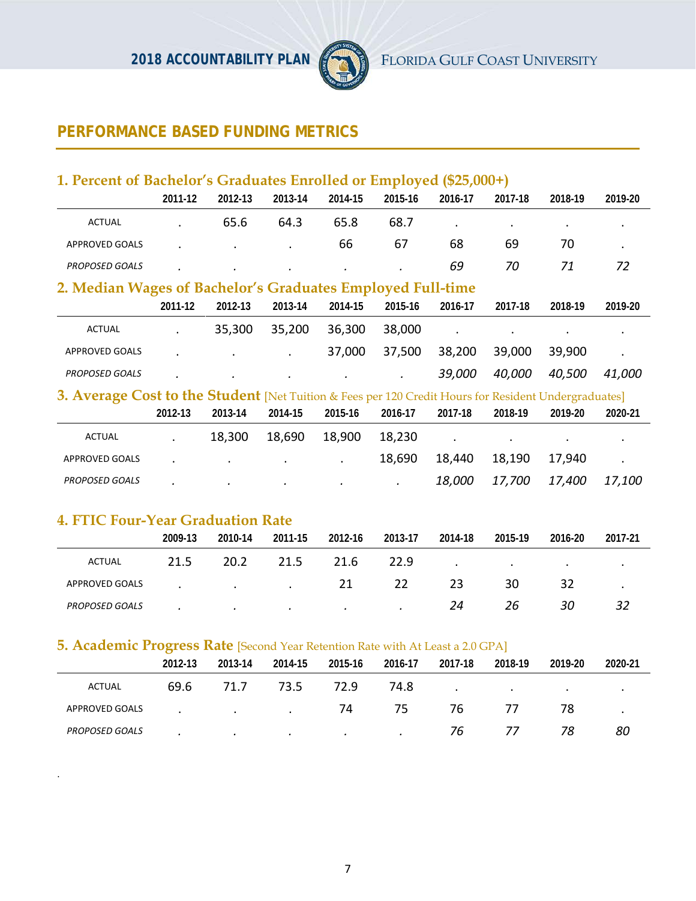## PERFORMANCE BASED FUNDING METRICS

### 1. Percent of Bachelor's Graduates Enrolled or Employed ($25,000+)

| | 2011-12 | 2012-13 | 2013-14 | 2014-15 | 2015-16 | 2016-17 | 2017-18 | 2018-19 | 2019-20 |
|---|---|---|---|---|---|---|---|---|---|
| ACTUAL | . | 65.6 | 64.3 | 65.8 | 68.7 | . | . | . | . |
| APPROVED GOALS | . | . | . | 66 | 67 | 68 | 69 | 70 | . |
| *PROPOSED GOALS* | . | . | . | . | . | *69* | *70* | *71* | *72* |

### 2. Median Wages of Bachelor's Graduates Employed Full-time

| | 2011-12 | 2012-13 | 2013-14 | 2014-15 | 2015-16 | 2016-17 | 2017-18 | 2018-19 | 2019-20 |
|---|---|---|---|---|---|---|---|---|---|
| ACTUAL | . | 35,300 | 35,200 | 36,300 | 38,000 | . | . | . | . |
| APPROVED GOALS | . | . | . | 37,000 | 37,500 | 38,200 | 39,000 | 39,900 | . |
| *PROPOSED GOALS* | . | . | . | . | . | *39,000* | *40,000* | *40,500* | *41,000* |

### 3. Average Cost to the Student [Net Tuition & Fees per 120 Credit Hours for Resident Undergraduates]

| | 2012-13 | 2013-14 | 2014-15 | 2015-16 | 2016-17 | 2017-18 | 2018-19 | 2019-20 | 2020-21 |
|---|---|---|---|---|---|---|---|---|---|
| ACTUAL | . | 18,300 | 18,690 | 18,900 | 18,230 | . | . | . | . |
| APPROVED GOALS | . | . | . | . | 18,690 | 18,440 | 18,190 | 17,940 | . |
| *PROPOSED GOALS* | . | . | . | . | . | *18,000* | *17,700* | *17,400* | *17,100* |

### 4. FTIC Four-Year Graduation Rate

| | 2009-13 | 2010-14 | 2011-15 | 2012-16 | 2013-17 | 2014-18 | 2015-19 | 2016-20 | 2017-21 |
|---|---|---|---|---|---|---|---|---|---|
| ACTUAL | 21.5 | 20.2 | 21.5 | 21.6 | 22.9 | . | . | . | . |
| APPROVED GOALS | . | . | . | 21 | 22 | 23 | 30 | 32 | . |
| *PROPOSED GOALS* | . | . | . | . | . | *24* | *26* | *30* | *32* |

### 5. Academic Progress Rate [Second Year Retention Rate with At Least a 2.0 GPA]

| | 2012-13 | 2013-14 | 2014-15 | 2015-16 | 2016-17 | 2017-18 | 2018-19 | 2019-20 | 2020-21 |
|---|---|---|---|---|---|---|---|---|---|
| ACTUAL | 69.6 | 71.7 | 73.5 | 72.9 | 74.8 | . | . | . | . |
| APPROVED GOALS | . | . | . | 74 | 75 | 76 | 77 | 78 | . |
| *PROPOSED GOALS* | . | . | . | . | . | *76* | *77* | *78* | *80* |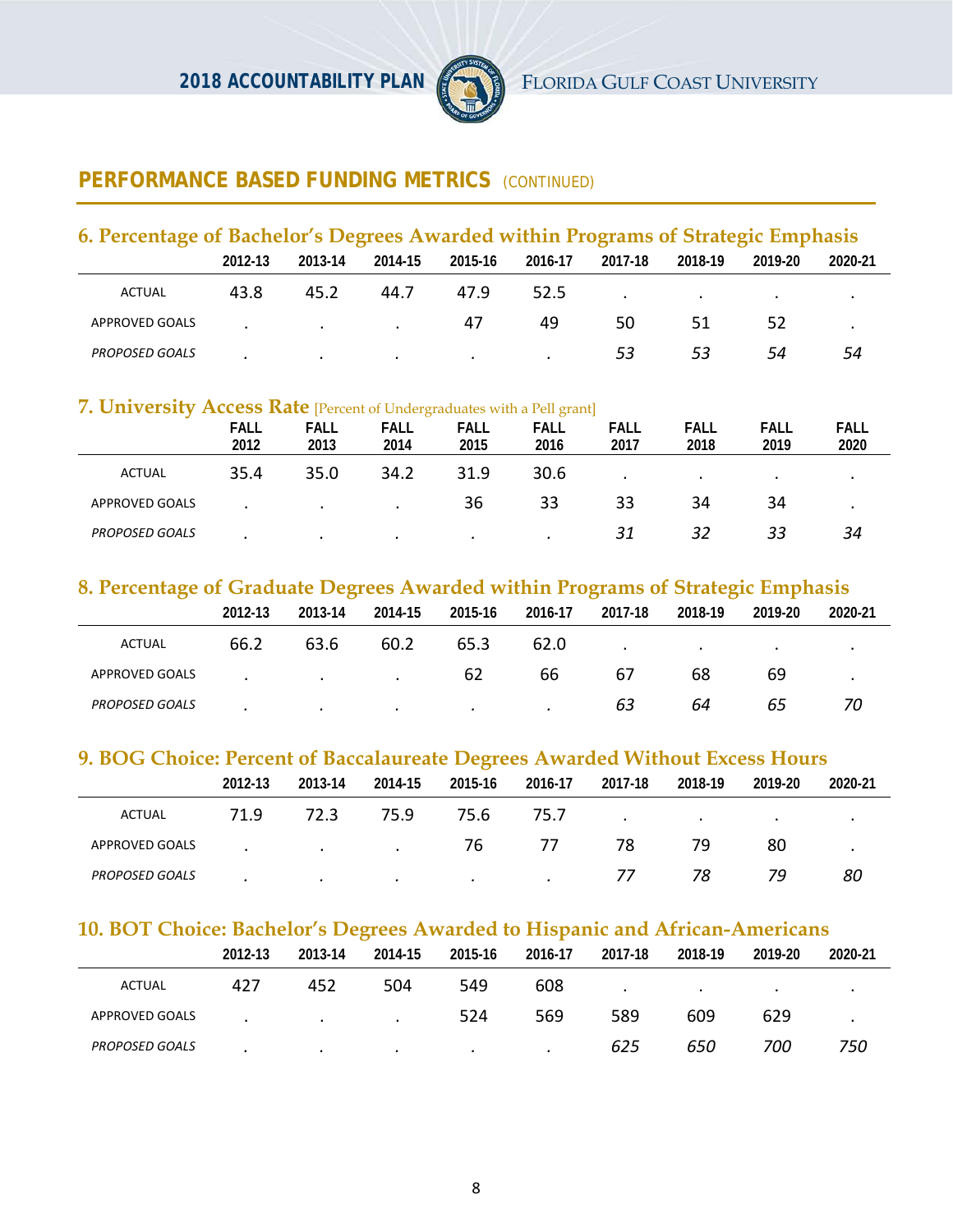## PERFORMANCE BASED FUNDING METRICS (CONTINUED)

### 6. Percentage of Bachelor's Degrees Awarded within Programs of Strategic Emphasis

| | 2012-13 | 2013-14 | 2014-15 | 2015-16 | 2016-17 | 2017-18 | 2018-19 | 2019-20 | 2020-21 |
|---|---|---|---|---|---|---|---|---|---|
| ACTUAL | 43.8 | 45.2 | 44.7 | 47.9 | 52.5 | . | . | . | . |
| APPROVED GOALS | . | . | . | 47 | 49 | 50 | 51 | 52 | . |
| *PROPOSED GOALS* | . | . | . | . | . | *53* | *53* | *54* | *54* |

### 7. University Access Rate [Percent of Undergraduates with a Pell grant]

| | FALL 2012 | FALL 2013 | FALL 2014 | FALL 2015 | FALL 2016 | FALL 2017 | FALL 2018 | FALL 2019 | FALL 2020 |
|---|---|---|---|---|---|---|---|---|---|
| ACTUAL | 35.4 | 35.0 | 34.2 | 31.9 | 30.6 | . | . | . | . |
| APPROVED GOALS | . | . | . | 36 | 33 | 33 | 34 | 34 | . |
| *PROPOSED GOALS* | . | . | . | . | . | *31* | *32* | *33* | *34* |

### 8. Percentage of Graduate Degrees Awarded within Programs of Strategic Emphasis

| | 2012-13 | 2013-14 | 2014-15 | 2015-16 | 2016-17 | 2017-18 | 2018-19 | 2019-20 | 2020-21 |
|---|---|---|---|---|---|---|---|---|---|
| ACTUAL | 66.2 | 63.6 | 60.2 | 65.3 | 62.0 | . | . | . | . |
| APPROVED GOALS | . | . | . | 62 | 66 | 67 | 68 | 69 | . |
| *PROPOSED GOALS* | . | . | . | . | . | *63* | *64* | *65* | *70* |

### 9. BOG Choice: Percent of Baccalaureate Degrees Awarded Without Excess Hours

| | 2012-13 | 2013-14 | 2014-15 | 2015-16 | 2016-17 | 2017-18 | 2018-19 | 2019-20 | 2020-21 |
|---|---|---|---|---|---|---|---|---|---|
| ACTUAL | 71.9 | 72.3 | 75.9 | 75.6 | 75.7 | . | . | . | . |
| APPROVED GOALS | . | . | . | 76 | 77 | 78 | 79 | 80 | . |
| *PROPOSED GOALS* | . | . | . | . | . | *77* | *78* | *79* | *80* |

### 10. BOT Choice: Bachelor's Degrees Awarded to Hispanic and African-Americans

| | 2012-13 | 2013-14 | 2014-15 | 2015-16 | 2016-17 | 2017-18 | 2018-19 | 2019-20 | 2020-21 |
|---|---|---|---|---|---|---|---|---|---|
| ACTUAL | 427 | 452 | 504 | 549 | 608 | . | . | . | . |
| APPROVED GOALS | . | . | . | 524 | 569 | 589 | 609 | 629 | . |
| *PROPOSED GOALS* | . | . | . | . | . | *625* | *650* | *700* | *750* |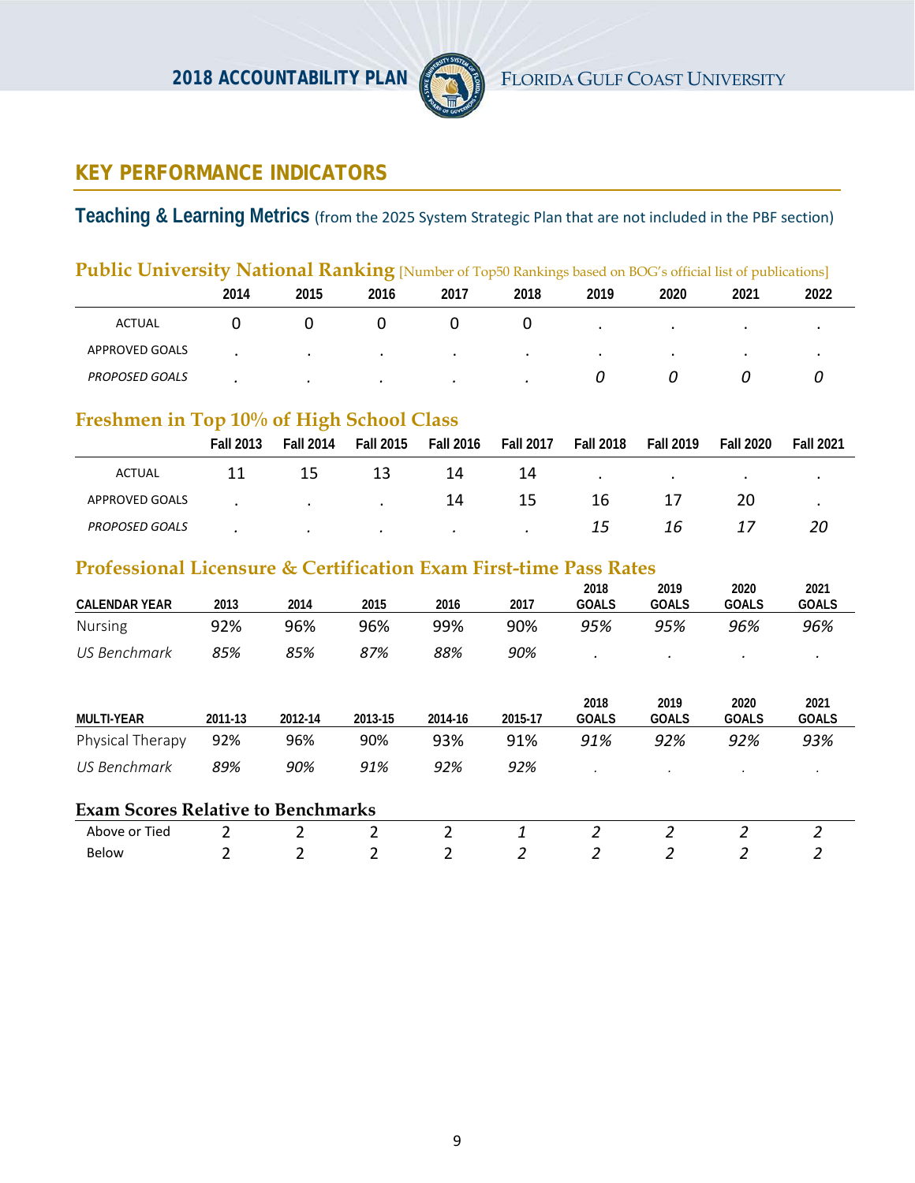## KEY PERFORMANCE INDICATORS

### Teaching & Learning Metrics (from the 2025 System Strategic Plan that are not included in the PBF section)

#### Public University National Ranking [Number of Top50 Rankings based on BOG's official list of publications]

| | 2014 | 2015 | 2016 | 2017 | 2018 | 2019 | 2020 | 2021 | 2022 |
|---|---|---|---|---|---|---|---|---|---|
| ACTUAL | 0 | 0 | 0 | 0 | 0 | . | . | . | . |
| APPROVED GOALS | . | . | . | . | . | . | . | . | . |
| *PROPOSED GOALS* | . | . | . | . | . | *0* | *0* | *0* | *0* |

#### Freshmen in Top 10% of High School Class

| | Fall 2013 | Fall 2014 | Fall 2015 | Fall 2016 | Fall 2017 | Fall 2018 | Fall 2019 | Fall 2020 | Fall 2021 |
|---|---|---|---|---|---|---|---|---|---|
| ACTUAL | 11 | 15 | 13 | 14 | 14 | . | . | . | . |
| APPROVED GOALS | . | . | . | 14 | 15 | 16 | 17 | 20 | . |
| *PROPOSED GOALS* | . | . | . | . | . | *15* | *16* | *17* | *20* |

#### Professional Licensure & Certification Exam First-time Pass Rates

| CALENDAR YEAR | 2013 | 2014 | 2015 | 2016 | 2017 | 2018 GOALS | 2019 GOALS | 2020 GOALS | 2021 GOALS |
|---|---|---|---|---|---|---|---|---|---|
| Nursing | 92% | 96% | 96% | 99% | 90% | *95%* | *95%* | *96%* | *96%* |
| *US Benchmark* | *85%* | *85%* | *87%* | *88%* | *90%* | . | . | . | . |

| MULTI-YEAR | 2011-13 | 2012-14 | 2013-15 | 2014-16 | 2015-17 | 2018 GOALS | 2019 GOALS | 2020 GOALS | 2021 GOALS |
|---|---|---|---|---|---|---|---|---|---|
| Physical Therapy | 92% | 96% | 90% | 93% | 91% | *91%* | *92%* | *92%* | *93%* |
| *US Benchmark* | *89%* | *90%* | *91%* | *92%* | *92%* | . | . | . | . |

#### Exam Scores Relative to Benchmarks

| | | | | | | | | | |
|---|---|---|---|---|---|---|---|---|---|
| Above or Tied | 2 | 2 | 2 | 2 | *1* | *2* | *2* | *2* | *2* |
| Below | 2 | 2 | 2 | 2 | *2* | *2* | *2* | *2* | *2* |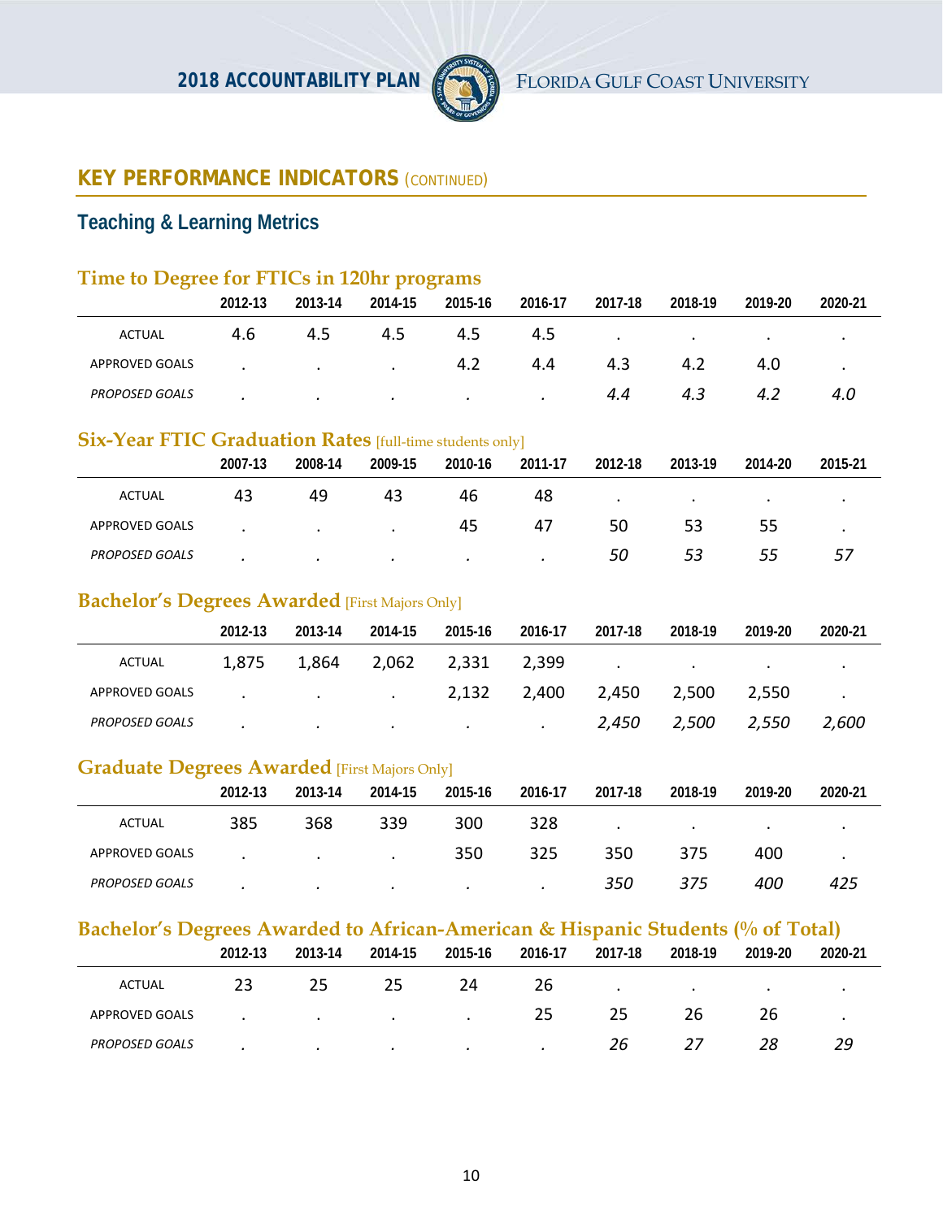## KEY PERFORMANCE INDICATORS (CONTINUED)

### Teaching & Learning Metrics

#### Time to Degree for FTICs in 120hr programs

| | 2012-13 | 2013-14 | 2014-15 | 2015-16 | 2016-17 | 2017-18 | 2018-19 | 2019-20 | 2020-21 |
|---|---|---|---|---|---|---|---|---|---|
| ACTUAL | 4.6 | 4.5 | 4.5 | 4.5 | 4.5 | . | . | . | . |
| APPROVED GOALS | . | . | . | 4.2 | 4.4 | 4.3 | 4.2 | 4.0 | . |
| *PROPOSED GOALS* | *.* | *.* | *.* | *.* | *.* | *4.4* | *4.3* | *4.2* | *4.0* |

#### Six-Year FTIC Graduation Rates [full-time students only]

| | 2007-13 | 2008-14 | 2009-15 | 2010-16 | 2011-17 | 2012-18 | 2013-19 | 2014-20 | 2015-21 |
|---|---|---|---|---|---|---|---|---|---|
| ACTUAL | 43 | 49 | 43 | 46 | 48 | . | . | . | . |
| APPROVED GOALS | . | . | . | 45 | 47 | 50 | 53 | 55 | . |
| *PROPOSED GOALS* | *.* | *.* | *.* | *.* | *.* | *50* | *53* | *55* | *57* |

#### Bachelor's Degrees Awarded [First Majors Only]

| | 2012-13 | 2013-14 | 2014-15 | 2015-16 | 2016-17 | 2017-18 | 2018-19 | 2019-20 | 2020-21 |
|---|---|---|---|---|---|---|---|---|---|
| ACTUAL | 1,875 | 1,864 | 2,062 | 2,331 | 2,399 | . | . | . | . |
| APPROVED GOALS | . | . | . | 2,132 | 2,400 | 2,450 | 2,500 | 2,550 | . |
| *PROPOSED GOALS* | *.* | *.* | *.* | *.* | *.* | *2,450* | *2,500* | *2,550* | *2,600* |

#### Graduate Degrees Awarded [First Majors Only]

| | 2012-13 | 2013-14 | 2014-15 | 2015-16 | 2016-17 | 2017-18 | 2018-19 | 2019-20 | 2020-21 |
|---|---|---|---|---|---|---|---|---|---|
| ACTUAL | 385 | 368 | 339 | 300 | 328 | . | . | . | . |
| APPROVED GOALS | . | . | . | 350 | 325 | 350 | 375 | 400 | . |
| *PROPOSED GOALS* | *.* | *.* | *.* | *.* | *.* | *350* | *375* | *400* | *425* |

#### Bachelor's Degrees Awarded to African-American & Hispanic Students (% of Total)

| | 2012-13 | 2013-14 | 2014-15 | 2015-16 | 2016-17 | 2017-18 | 2018-19 | 2019-20 | 2020-21 |
|---|---|---|---|---|---|---|---|---|---|
| ACTUAL | 23 | 25 | 25 | 24 | 26 | . | . | . | . |
| APPROVED GOALS | . | . | . | . | 25 | 25 | 26 | 26 | . |
| *PROPOSED GOALS* | *.* | *.* | *.* | *.* | *.* | *26* | *27* | *28* | *29* |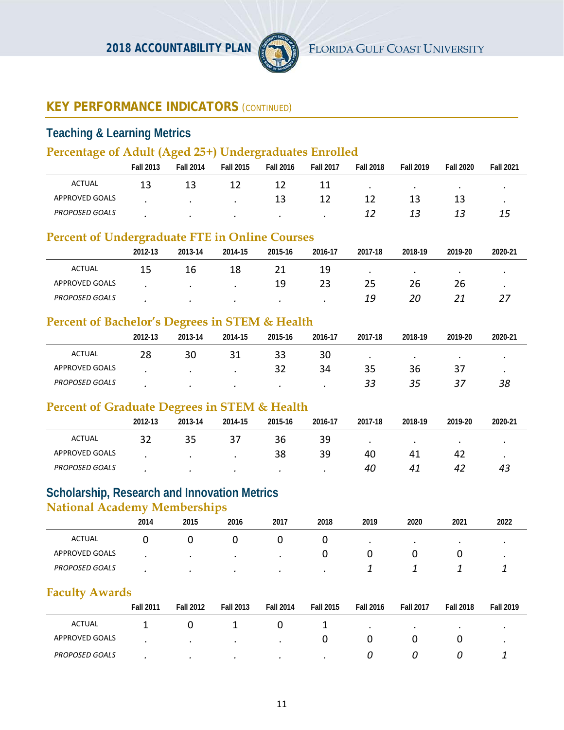## KEY PERFORMANCE INDICATORS (CONTINUED)

### Teaching & Learning Metrics

#### Percentage of Adult (Aged 25+) Undergraduates Enrolled

| | Fall 2013 | Fall 2014 | Fall 2015 | Fall 2016 | Fall 2017 | Fall 2018 | Fall 2019 | Fall 2020 | Fall 2021 |
|---|---|---|---|---|---|---|---|---|---|
| ACTUAL | 13 | 13 | 12 | 12 | 11 | . | . | . | . |
| APPROVED GOALS | . | . | . | 13 | 12 | 12 | 13 | 13 | . |
| *PROPOSED GOALS* | *.* | *.* | *.* | *.* | *.* | *12* | *13* | *13* | *15* |

#### Percent of Undergraduate FTE in Online Courses

| | 2012-13 | 2013-14 | 2014-15 | 2015-16 | 2016-17 | 2017-18 | 2018-19 | 2019-20 | 2020-21 |
|---|---|---|---|---|---|---|---|---|---|
| ACTUAL | 15 | 16 | 18 | 21 | 19 | . | . | . | . |
| APPROVED GOALS | . | . | . | 19 | 23 | 25 | 26 | 26 | . |
| *PROPOSED GOALS* | *.* | *.* | *.* | *.* | *.* | *19* | *20* | *21* | *27* |

#### Percent of Bachelor's Degrees in STEM & Health

| | 2012-13 | 2013-14 | 2014-15 | 2015-16 | 2016-17 | 2017-18 | 2018-19 | 2019-20 | 2020-21 |
|---|---|---|---|---|---|---|---|---|---|
| ACTUAL | 28 | 30 | 31 | 33 | 30 | . | . | . | . |
| APPROVED GOALS | . | . | . | 32 | 34 | 35 | 36 | 37 | . |
| *PROPOSED GOALS* | *.* | *.* | *.* | *.* | *.* | *33* | *35* | *37* | *38* |

#### Percent of Graduate Degrees in STEM & Health

| | 2012-13 | 2013-14 | 2014-15 | 2015-16 | 2016-17 | 2017-18 | 2018-19 | 2019-20 | 2020-21 |
|---|---|---|---|---|---|---|---|---|---|
| ACTUAL | 32 | 35 | 37 | 36 | 39 | . | . | . | . |
| APPROVED GOALS | . | . | . | 38 | 39 | 40 | 41 | 42 | . |
| *PROPOSED GOALS* | *.* | *.* | *.* | *.* | *.* | *40* | *41* | *42* | *43* |

### Scholarship, Research and Innovation Metrics

#### National Academy Memberships

| | 2014 | 2015 | 2016 | 2017 | 2018 | 2019 | 2020 | 2021 | 2022 |
|---|---|---|---|---|---|---|---|---|---|
| ACTUAL | 0 | 0 | 0 | 0 | 0 | . | . | . | . |
| APPROVED GOALS | . | . | . | . | 0 | 0 | 0 | 0 | . |
| *PROPOSED GOALS* | *.* | *.* | *.* | *.* | *.* | *1* | *1* | *1* | *1* |

#### Faculty Awards

| | Fall 2011 | Fall 2012 | Fall 2013 | Fall 2014 | Fall 2015 | Fall 2016 | Fall 2017 | Fall 2018 | Fall 2019 |
|---|---|---|---|---|---|---|---|---|---|
| ACTUAL | 1 | 0 | 1 | 0 | 1 | . | . | . | . |
| APPROVED GOALS | . | . | . | . | 0 | 0 | 0 | 0 | . |
| *PROPOSED GOALS* | *.* | *.* | *.* | *.* | *.* | *0* | *0* | *0* | *1* |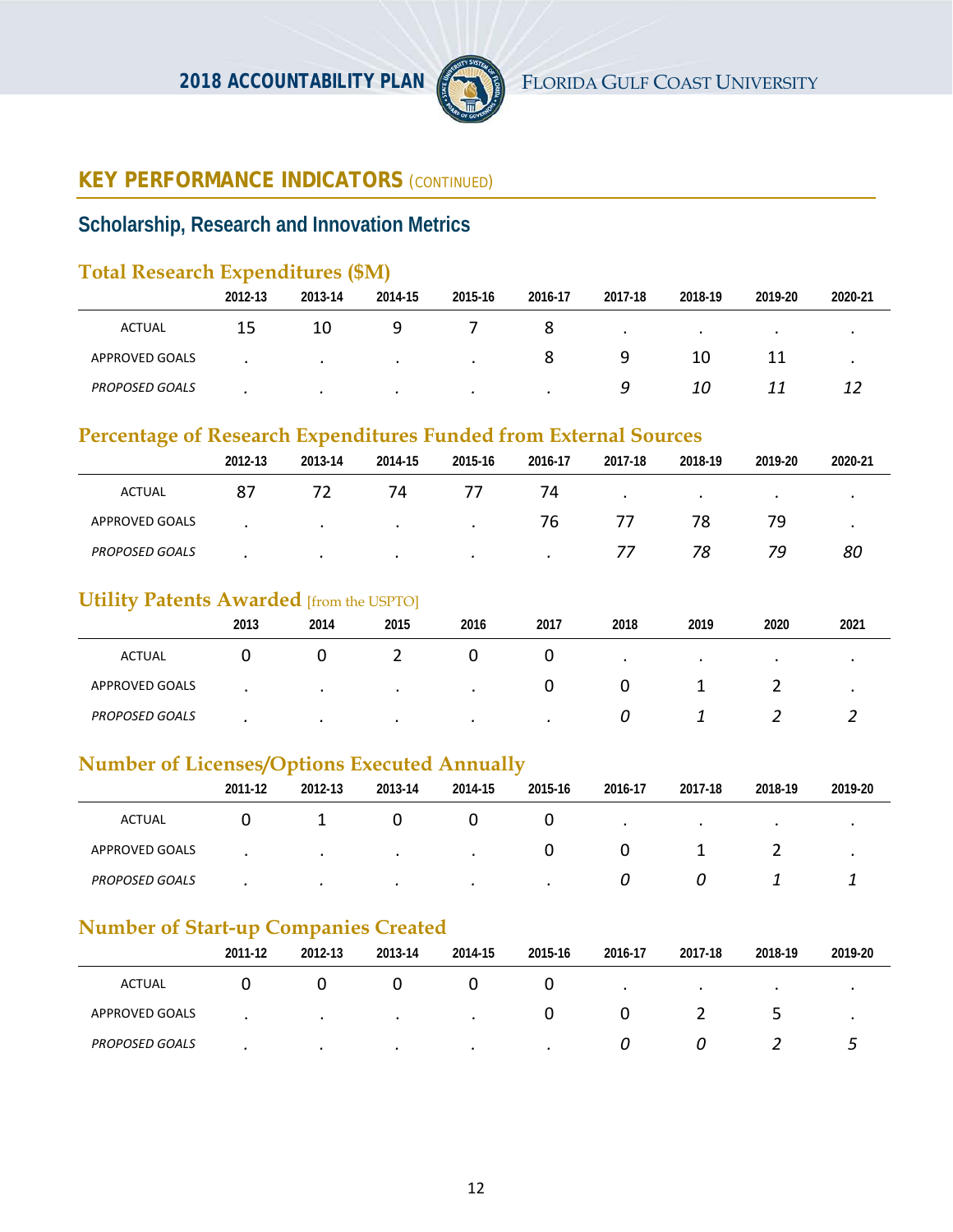## KEY PERFORMANCE INDICATORS (CONTINUED)

### Scholarship, Research and Innovation Metrics

#### Total Research Expenditures ($M)

| | 2012-13 | 2013-14 | 2014-15 | 2015-16 | 2016-17 | 2017-18 | 2018-19 | 2019-20 | 2020-21 |
|---|---|---|---|---|---|---|---|---|---|
| ACTUAL | 15 | 10 | 9 | 7 | 8 | . | . | . | . |
| APPROVED GOALS | . | . | . | . | 8 | 9 | 10 | 11 | . |
| *PROPOSED GOALS* | . | . | . | . | . | *9* | *10* | *11* | *12* |

#### Percentage of Research Expenditures Funded from External Sources

| | 2012-13 | 2013-14 | 2014-15 | 2015-16 | 2016-17 | 2017-18 | 2018-19 | 2019-20 | 2020-21 |
|---|---|---|---|---|---|---|---|---|---|
| ACTUAL | 87 | 72 | 74 | 77 | 74 | . | . | . | . |
| APPROVED GOALS | . | . | . | . | 76 | 77 | 78 | 79 | . |
| *PROPOSED GOALS* | . | . | . | . | . | *77* | *78* | *79* | *80* |

#### Utility Patents Awarded [from the USPTO]

| | 2013 | 2014 | 2015 | 2016 | 2017 | 2018 | 2019 | 2020 | 2021 |
|---|---|---|---|---|---|---|---|---|---|
| ACTUAL | 0 | 0 | 2 | 0 | 0 | . | . | . | . |
| APPROVED GOALS | . | . | . | . | 0 | 0 | 1 | 2 | . |
| *PROPOSED GOALS* | . | . | . | . | . | *0* | *1* | *2* | *2* |

#### Number of Licenses/Options Executed Annually

| | 2011-12 | 2012-13 | 2013-14 | 2014-15 | 2015-16 | 2016-17 | 2017-18 | 2018-19 | 2019-20 |
|---|---|---|---|---|---|---|---|---|---|
| ACTUAL | 0 | 1 | 0 | 0 | 0 | . | . | . | . |
| APPROVED GOALS | . | . | . | . | 0 | 0 | 1 | 2 | . |
| *PROPOSED GOALS* | . | . | . | . | . | *0* | *0* | *1* | *1* |

#### Number of Start-up Companies Created

| | 2011-12 | 2012-13 | 2013-14 | 2014-15 | 2015-16 | 2016-17 | 2017-18 | 2018-19 | 2019-20 |
|---|---|---|---|---|---|---|---|---|---|
| ACTUAL | 0 | 0 | 0 | 0 | 0 | . | . | . | . |
| APPROVED GOALS | . | . | . | . | 0 | 0 | 2 | 5 | . |
| *PROPOSED GOALS* | . | . | . | . | . | *0* | *0* | *2* | *5* |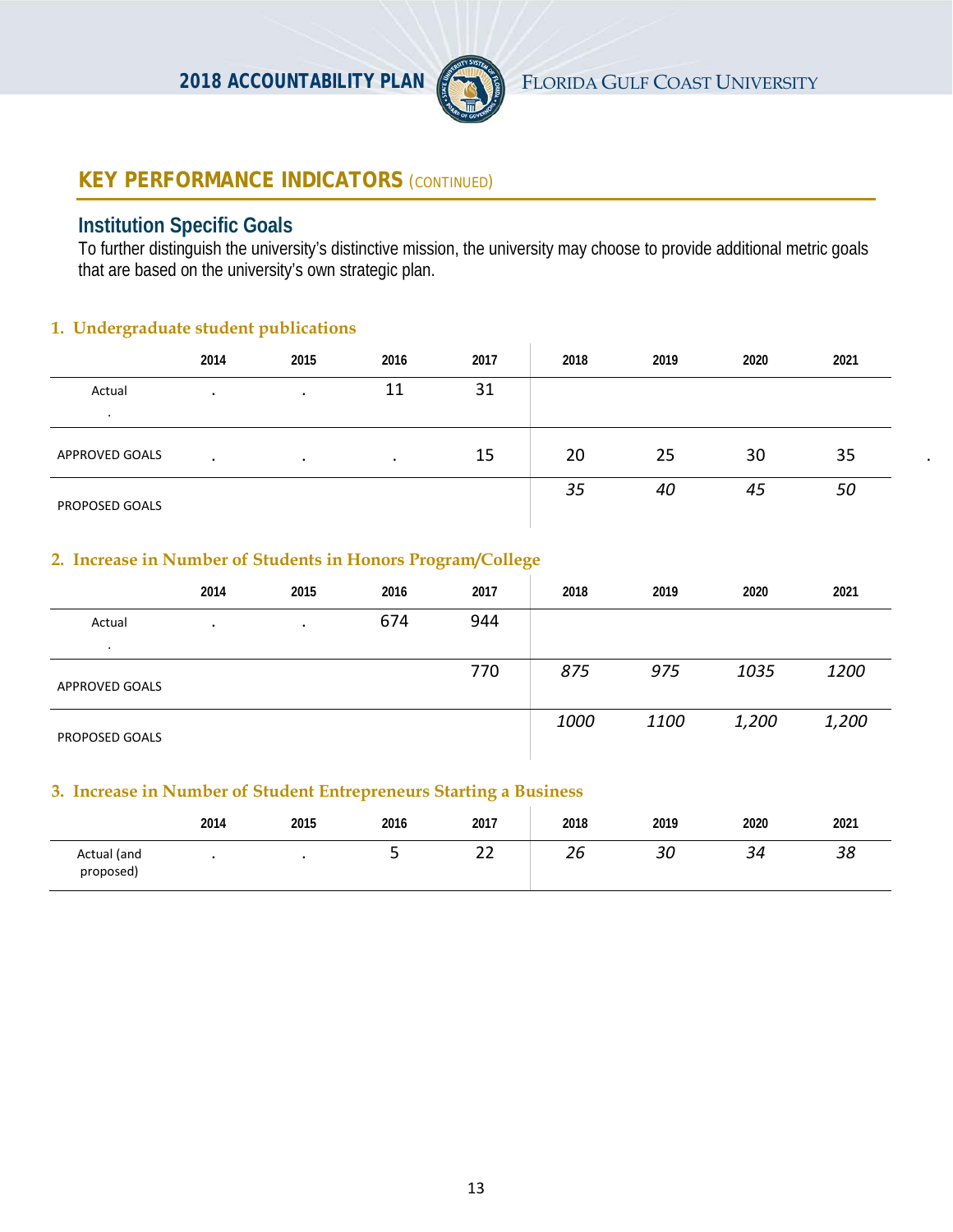## KEY PERFORMANCE INDICATORS (CONTINUED)

### Institution Specific Goals

To further distinguish the university's distinctive mission, the university may choose to provide additional metric goals that are based on the university's own strategic plan.

#### 1. Undergraduate student publications

| | 2014 | 2015 | 2016 | 2017 | 2018 | 2019 | 2020 | 2021 |
|---|---|---|---|---|---|---|---|---|
| Actual . | . | . | 11 | 31 | | | | |
| APPROVED GOALS | . | . | . | 15 | 20 | 25 | 30 | 35 |
| PROPOSED GOALS | | | | | *35* | *40* | *45* | *50* |

#### 2. Increase in Number of Students in Honors Program/College

| | 2014 | 2015 | 2016 | 2017 | 2018 | 2019 | 2020 | 2021 |
|---|---|---|---|---|---|---|---|---|
| Actual . | . | . | 674 | 944 | | | | |
| APPROVED GOALS | | | | 770 | *875* | *975* | *1035* | *1200* |
| PROPOSED GOALS | | | | | *1000* | *1100* | *1,200* | *1,200* |

#### 3. Increase in Number of Student Entrepreneurs Starting a Business

| | 2014 | 2015 | 2016 | 2017 | 2018 | 2019 | 2020 | 2021 |
|---|---|---|---|---|---|---|---|---|
| Actual (and proposed) | . | . | 5 | 22 | *26* | *30* | *34* | *38* |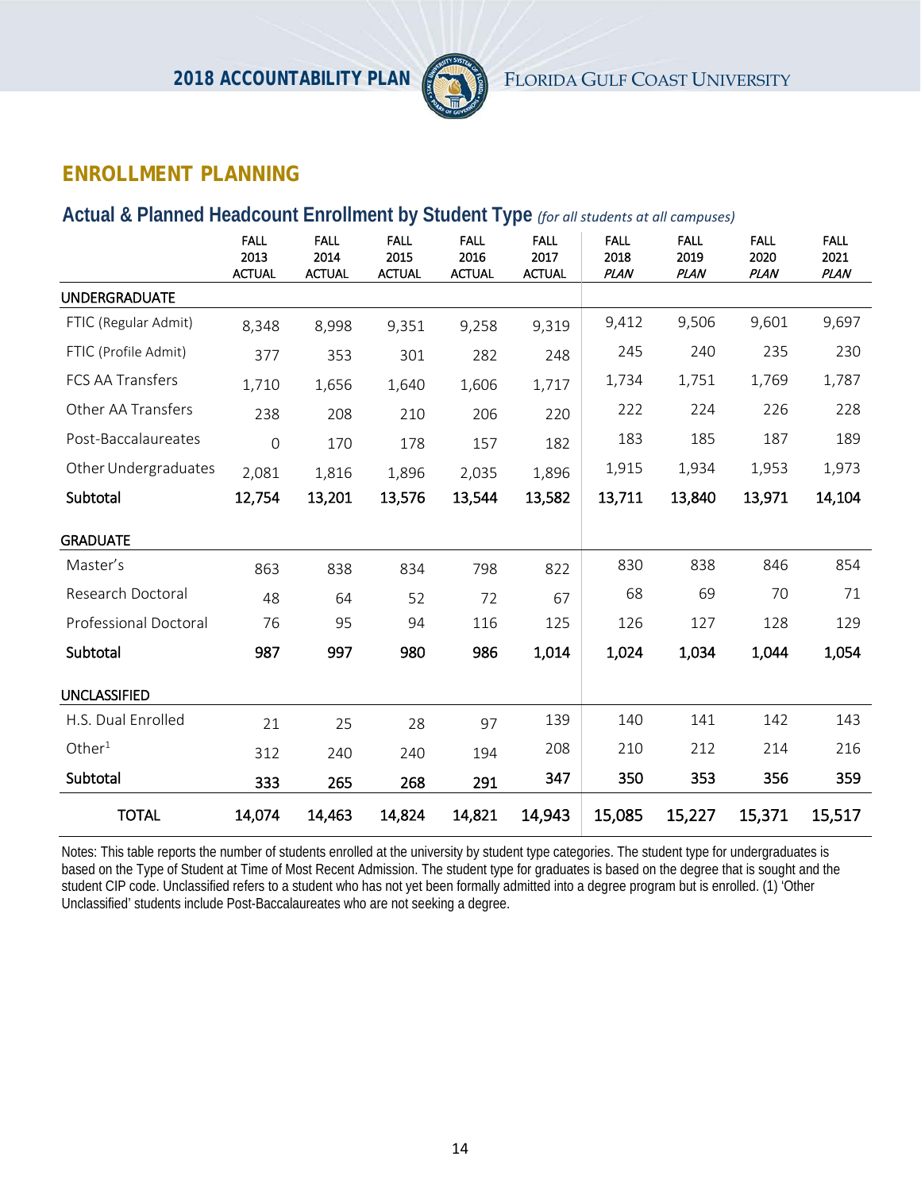## ENROLLMENT PLANNING

### Actual & Planned Headcount Enrollment by Student Type *(for all students at all campuses)*

| | FALL 2013 ACTUAL | FALL 2014 ACTUAL | FALL 2015 ACTUAL | FALL 2016 ACTUAL | FALL 2017 ACTUAL | FALL 2018 *PLAN* | FALL 2019 *PLAN* | FALL 2020 *PLAN* | FALL 2021 *PLAN* |
|---|---|---|---|---|---|---|---|---|---|
| **UNDERGRADUATE** | | | | | | | | | |
| FTIC (Regular Admit) | 8,348 | 8,998 | 9,351 | 9,258 | 9,319 | 9,412 | 9,506 | 9,601 | 9,697 |
| FTIC (Profile Admit) | 377 | 353 | 301 | 282 | 248 | 245 | 240 | 235 | 230 |
| FCS AA Transfers | 1,710 | 1,656 | 1,640 | 1,606 | 1,717 | 1,734 | 1,751 | 1,769 | 1,787 |
| Other AA Transfers | 238 | 208 | 210 | 206 | 220 | 222 | 224 | 226 | 228 |
| Post-Baccalaureates | 0 | 170 | 178 | 157 | 182 | 183 | 185 | 187 | 189 |
| Other Undergraduates | 2,081 | 1,816 | 1,896 | 2,035 | 1,896 | 1,915 | 1,934 | 1,953 | 1,973 |
| **Subtotal** | **12,754** | **13,201** | **13,576** | **13,544** | **13,582** | **13,711** | **13,840** | **13,971** | **14,104** |
| **GRADUATE** | | | | | | | | | |
| Master's | 863 | 838 | 834 | 798 | 822 | 830 | 838 | 846 | 854 |
| Research Doctoral | 48 | 64 | 52 | 72 | 67 | 68 | 69 | 70 | 71 |
| Professional Doctoral | 76 | 95 | 94 | 116 | 125 | 126 | 127 | 128 | 129 |
| **Subtotal** | **987** | **997** | **980** | **986** | **1,014** | **1,024** | **1,034** | **1,044** | **1,054** |
| **UNCLASSIFIED** | | | | | | | | | |
| H.S. Dual Enrolled | 21 | 25 | 28 | 97 | 139 | 140 | 141 | 142 | 143 |
| Other[1] | 312 | 240 | 240 | 194 | 208 | 210 | 212 | 214 | 216 |
| **Subtotal** | **333** | **265** | **268** | **291** | **347** | **350** | **353** | **356** | **359** |
| **TOTAL** | **14,074** | **14,463** | **14,824** | **14,821** | **14,943** | **15,085** | **15,227** | **15,371** | **15,517** |

Notes: This table reports the number of students enrolled at the university by student type categories. The student type for undergraduates is based on the Type of Student at Time of Most Recent Admission. The student type for graduates is based on the degree that is sought and the student CIP code. Unclassified refers to a student who has not yet been formally admitted into a degree program but is enrolled. (1) 'Other Unclassified' students include Post-Baccalaureates who are not seeking a degree.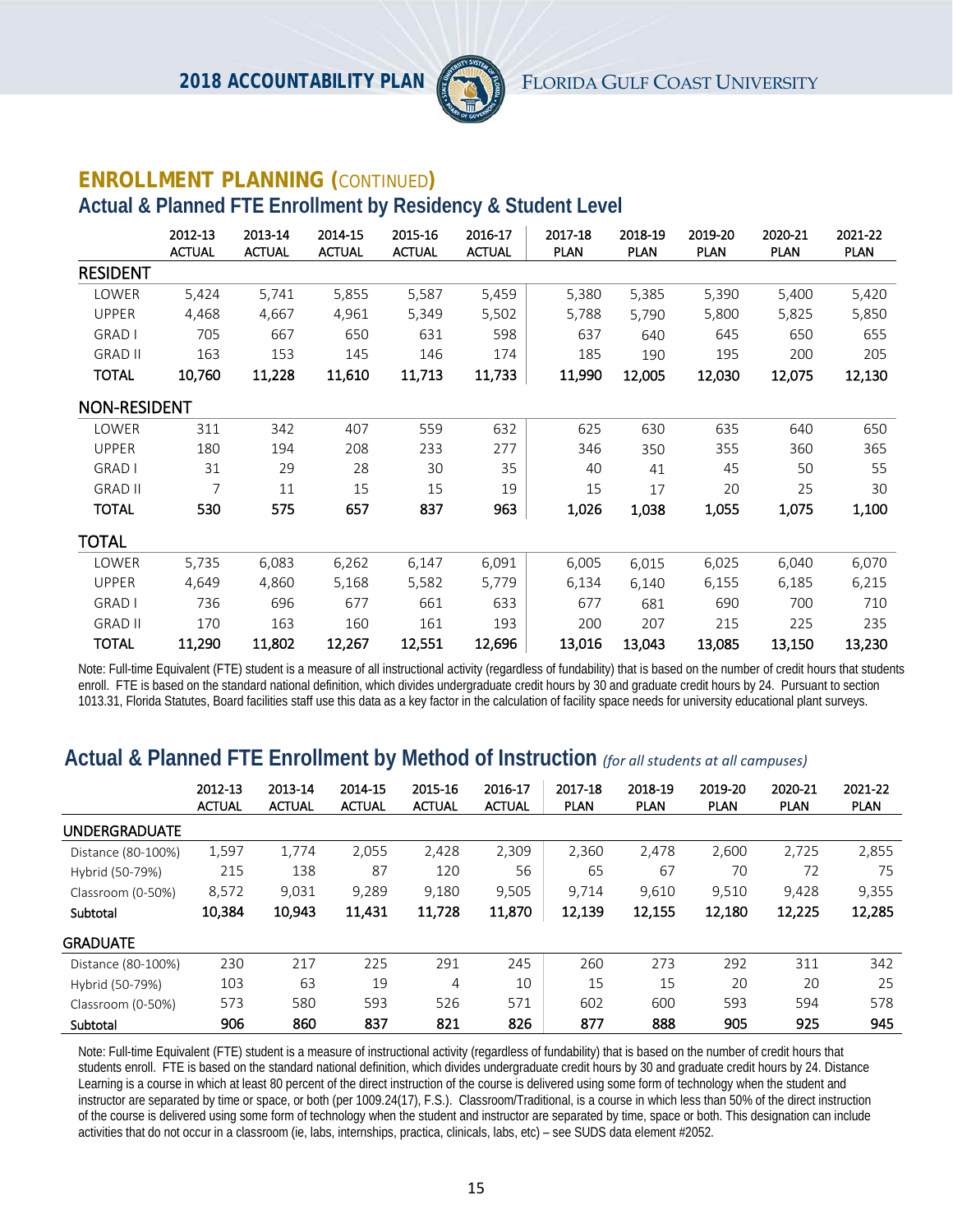## ENROLLMENT PLANNING (CONTINUED)

### Actual & Planned FTE Enrollment by Residency & Student Level

| | 2012-13 ACTUAL | 2013-14 ACTUAL | 2014-15 ACTUAL | 2015-16 ACTUAL | 2016-17 ACTUAL | 2017-18 PLAN | 2018-19 PLAN | 2019-20 PLAN | 2020-21 PLAN | 2021-22 PLAN |
|---|---|---|---|---|---|---|---|---|---|---|
| **RESIDENT** | | | | | | | | | | |
| LOWER | 5,424 | 5,741 | 5,855 | 5,587 | 5,459 | 5,380 | 5,385 | 5,390 | 5,400 | 5,420 |
| UPPER | 4,468 | 4,667 | 4,961 | 5,349 | 5,502 | 5,788 | 5,790 | 5,800 | 5,825 | 5,850 |
| GRAD I | 705 | 667 | 650 | 631 | 598 | 637 | 640 | 645 | 650 | 655 |
| GRAD II | 163 | 153 | 145 | 146 | 174 | 185 | 190 | 195 | 200 | 205 |
| **TOTAL** | **10,760** | **11,228** | **11,610** | **11,713** | **11,733** | **11,990** | **12,005** | **12,030** | **12,075** | **12,130** |
| **NON-RESIDENT** | | | | | | | | | | |
| LOWER | 311 | 342 | 407 | 559 | 632 | 625 | 630 | 635 | 640 | 650 |
| UPPER | 180 | 194 | 208 | 233 | 277 | 346 | 350 | 355 | 360 | 365 |
| GRAD I | 31 | 29 | 28 | 30 | 35 | 40 | 41 | 45 | 50 | 55 |
| GRAD II | 7 | 11 | 15 | 15 | 19 | 15 | 17 | 20 | 25 | 30 |
| **TOTAL** | **530** | **575** | **657** | **837** | **963** | **1,026** | **1,038** | **1,055** | **1,075** | **1,100** |
| **TOTAL** | | | | | | | | | | |
| LOWER | 5,735 | 6,083 | 6,262 | 6,147 | 6,091 | 6,005 | 6,015 | 6,025 | 6,040 | 6,070 |
| UPPER | 4,649 | 4,860 | 5,168 | 5,582 | 5,779 | 6,134 | 6,140 | 6,155 | 6,185 | 6,215 |
| GRAD I | 736 | 696 | 677 | 661 | 633 | 677 | 681 | 690 | 700 | 710 |
| GRAD II | 170 | 163 | 160 | 161 | 193 | 200 | 207 | 215 | 225 | 235 |
| **TOTAL** | **11,290** | **11,802** | **12,267** | **12,551** | **12,696** | **13,016** | **13,043** | **13,085** | **13,150** | **13,230** |

Note: Full-time Equivalent (FTE) student is a measure of all instructional activity (regardless of fundability) that is based on the number of credit hours that students enroll. FTE is based on the standard national definition, which divides undergraduate credit hours by 30 and graduate credit hours by 24. Pursuant to section 1013.31, Florida Statutes, Board facilities staff use this data as a key factor in the calculation of facility space needs for university educational plant surveys.

### Actual & Planned FTE Enrollment by Method of Instruction *(for all students at all campuses)*

| | 2012-13 ACTUAL | 2013-14 ACTUAL | 2014-15 ACTUAL | 2015-16 ACTUAL | 2016-17 ACTUAL | 2017-18 PLAN | 2018-19 PLAN | 2019-20 PLAN | 2020-21 PLAN | 2021-22 PLAN |
|---|---|---|---|---|---|---|---|---|---|---|
| **UNDERGRADUATE** | | | | | | | | | | |
| Distance (80-100%) | 1,597 | 1,774 | 2,055 | 2,428 | 2,309 | 2,360 | 2,478 | 2,600 | 2,725 | 2,855 |
| Hybrid (50-79%) | 215 | 138 | 87 | 120 | 56 | 65 | 67 | 70 | 72 | 75 |
| Classroom (0-50%) | 8,572 | 9,031 | 9,289 | 9,180 | 9,505 | 9,714 | 9,610 | 9,510 | 9,428 | 9,355 |
| **Subtotal** | **10,384** | **10,943** | **11,431** | **11,728** | **11,870** | **12,139** | **12,155** | **12,180** | **12,225** | **12,285** |
| **GRADUATE** | | | | | | | | | | |
| Distance (80-100%) | 230 | 217 | 225 | 291 | 245 | 260 | 273 | 292 | 311 | 342 |
| Hybrid (50-79%) | 103 | 63 | 19 | 4 | 10 | 15 | 15 | 20 | 20 | 25 |
| Classroom (0-50%) | 573 | 580 | 593 | 526 | 571 | 602 | 600 | 593 | 594 | 578 |
| **Subtotal** | **906** | **860** | **837** | **821** | **826** | **877** | **888** | **905** | **925** | **945** |

Note: Full-time Equivalent (FTE) student is a measure of instructional activity (regardless of fundability) that is based on the number of credit hours that students enroll. FTE is based on the standard national definition, which divides undergraduate credit hours by 30 and graduate credit hours by 24. Distance Learning is a course in which at least 80 percent of the direct instruction of the course is delivered using some form of technology when the student and instructor are separated by time or space, or both (per 1009.24(17), F.S.). Classroom/Traditional, is a course in which less than 50% of the direct instruction of the course is delivered using some form of technology when the student and instructor are separated by time, space or both. This designation can include activities that do not occur in a classroom (ie, labs, internships, practica, clinicals, labs, etc) – see SUDS data element #2052.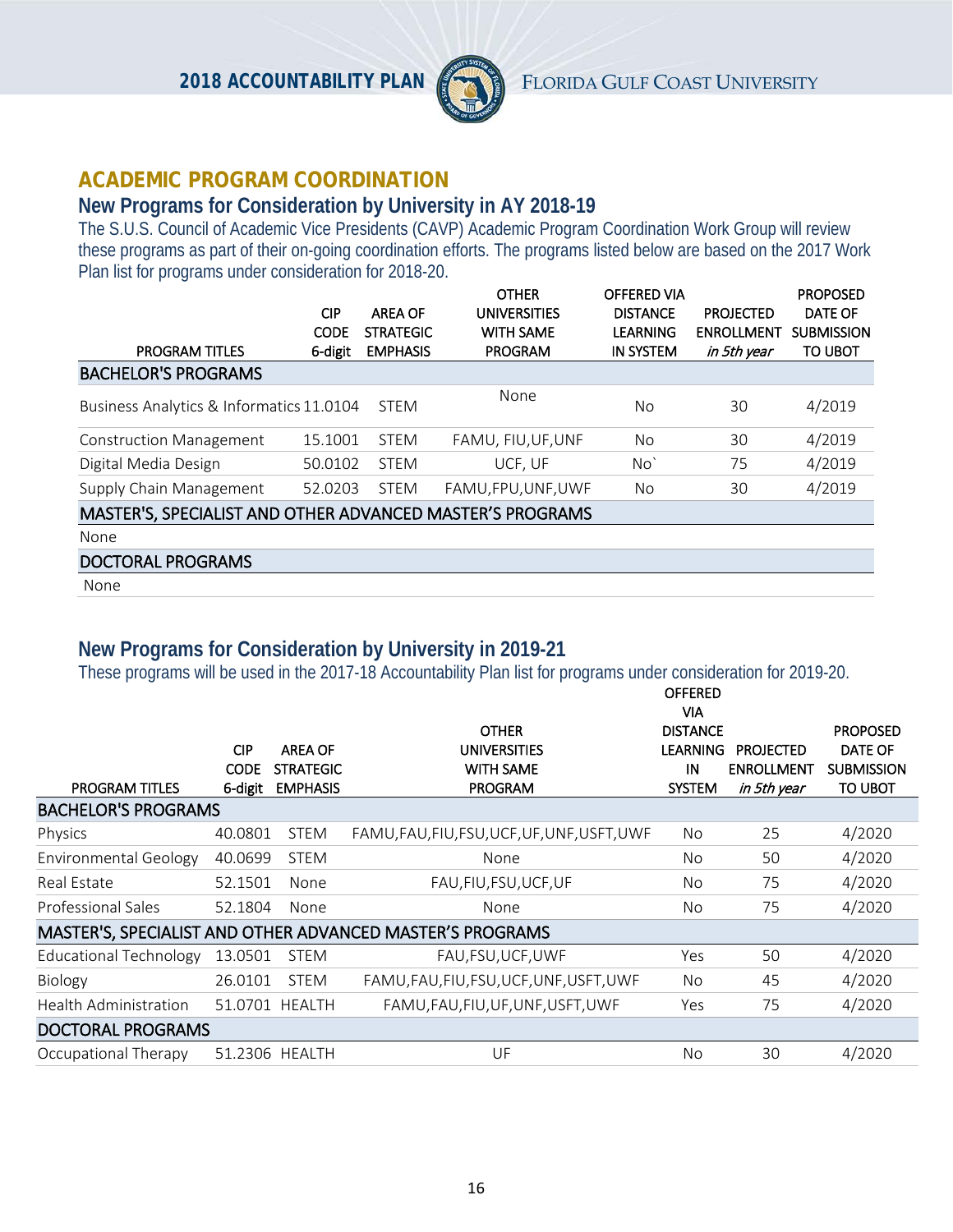## ACADEMIC PROGRAM COORDINATION

### New Programs for Consideration by University in AY 2018-19

The S.U.S. Council of Academic Vice Presidents (CAVP) Academic Program Coordination Work Group will review these programs as part of their on-going coordination efforts. The programs listed below are based on the 2017 Work Plan list for programs under consideration for 2018-20.

| PROGRAM TITLES | CIP CODE 6-digit | AREA OF STRATEGIC EMPHASIS | OTHER UNIVERSITIES WITH SAME PROGRAM | OFFERED VIA DISTANCE LEARNING IN SYSTEM | PROJECTED ENROLLMENT *in 5th year* | PROPOSED DATE OF SUBMISSION TO UBOT |
|---|---|---|---|---|---|---|
| **BACHELOR'S PROGRAMS** | | | | | | |
| Business Analytics & Informatics | 11.0104 | STEM | None | No | 30 | 4/2019 |
| Construction Management | 15.1001 | STEM | FAMU, FIU,UF,UNF | No | 30 | 4/2019 |
| Digital Media Design | 50.0102 | STEM | UCF, UF | No` | 75 | 4/2019 |
| Supply Chain Management | 52.0203 | STEM | FAMU,FPU,UNF,UWF | No | 30 | 4/2019 |
| **MASTER'S, SPECIALIST AND OTHER ADVANCED MASTER'S PROGRAMS** | | | | | | |
| None | | | | | | |
| **DOCTORAL PROGRAMS** | | | | | | |
| None | | | | | | |

### New Programs for Consideration by University in 2019-21

These programs will be used in the 2017-18 Accountability Plan list for programs under consideration for 2019-20.

| PROGRAM TITLES | CIP CODE 6-digit | AREA OF STRATEGIC EMPHASIS | OTHER UNIVERSITIES WITH SAME PROGRAM | OFFERED VIA DISTANCE LEARNING IN SYSTEM | PROJECTED ENROLLMENT *in 5th year* | PROPOSED DATE OF SUBMISSION TO UBOT |
|---|---|---|---|---|---|---|
| **BACHELOR'S PROGRAMS** | | | | | | |
| Physics | 40.0801 | STEM | FAMU,FAU,FIU,FSU,UCF,UF,UNF,USFT,UWF | No | 25 | 4/2020 |
| Environmental Geology | 40.0699 | STEM | None | No | 50 | 4/2020 |
| Real Estate | 52.1501 | None | FAU,FIU,FSU,UCF,UF | No | 75 | 4/2020 |
| Professional Sales | 52.1804 | None | None | No | 75 | 4/2020 |
| **MASTER'S, SPECIALIST AND OTHER ADVANCED MASTER'S PROGRAMS** | | | | | | |
| Educational Technology | 13.0501 | STEM | FAU,FSU,UCF,UWF | Yes | 50 | 4/2020 |
| Biology | 26.0101 | STEM | FAMU,FAU,FIU,FSU,UCF,UNF,USFT,UWF | No | 45 | 4/2020 |
| Health Administration | 51.0701 | HEALTH | FAMU,FAU,FIU,UF,UNF,USFT,UWF | Yes | 75 | 4/2020 |
| **DOCTORAL PROGRAMS** | | | | | | |
| Occupational Therapy | 51.2306 | HEALTH | UF | No | 30 | 4/2020 |